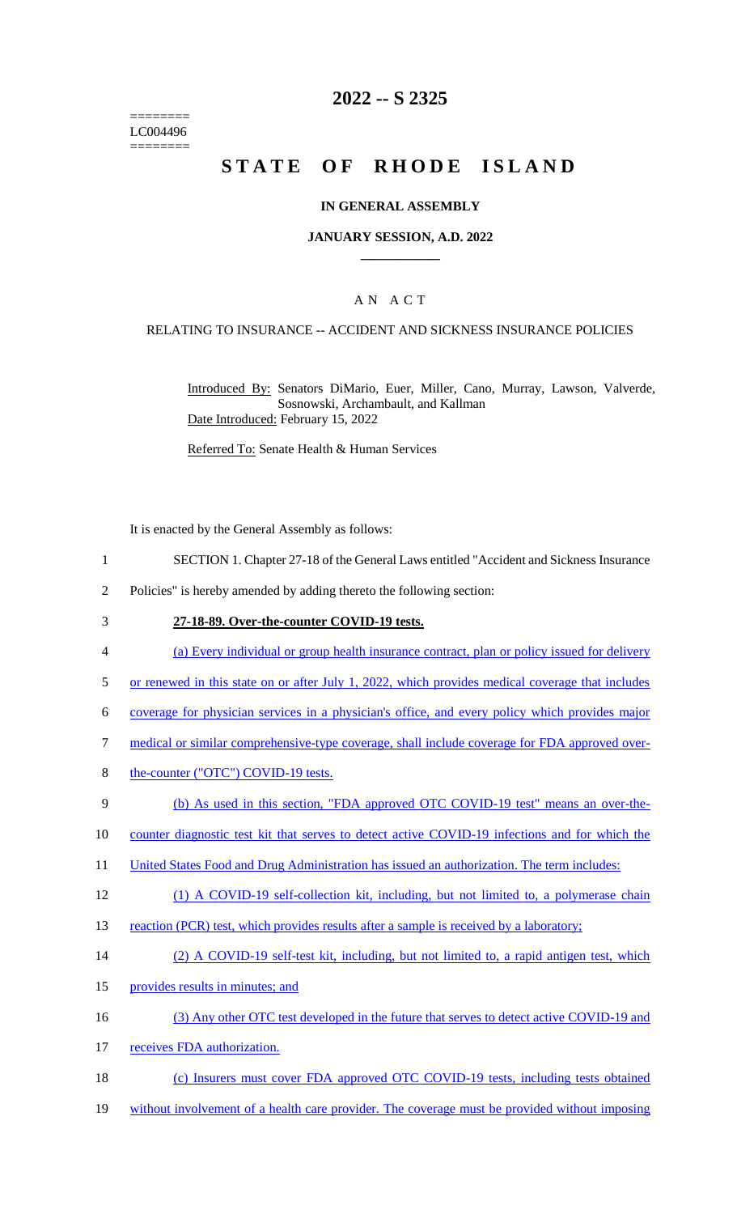========
LC004496
========

# 2022 -- S 2325

# STATE OF RHODE ISLAND

## IN GENERAL ASSEMBLY

### JANUARY SESSION, A.D. 2022

## A N A C T

RELATING TO INSURANCE -- ACCIDENT AND SICKNESS INSURANCE POLICIES

Introduced By: Senators DiMario, Euer, Miller, Cano, Murray, Lawson, Valverde, Sosnowski, Archambault, and Kallman

Date Introduced: February 15, 2022

Referred To: Senate Health & Human Services

It is enacted by the General Assembly as follows:

1 SECTION 1. Chapter 27-18 of the General Laws entitled "Accident and Sickness Insurance
2 Policies" is hereby amended by adding thereto the following section:

3 **27-18-89. Over-the-counter COVID-19 tests.**

4 (a) Every individual or group health insurance contract, plan or policy issued for delivery
5 or renewed in this state on or after July 1, 2022, which provides medical coverage that includes
6 coverage for physician services in a physician's office, and every policy which provides major
7 medical or similar comprehensive-type coverage, shall include coverage for FDA approved over-
8 the-counter ("OTC") COVID-19 tests.

9 (b) As used in this section, "FDA approved OTC COVID-19 test" means an over-the-
10 counter diagnostic test kit that serves to detect active COVID-19 infections and for which the
11 United States Food and Drug Administration has issued an authorization. The term includes:

12 (1) A COVID-19 self-collection kit, including, but not limited to, a polymerase chain
13 reaction (PCR) test, which provides results after a sample is received by a laboratory;

14 (2) A COVID-19 self-test kit, including, but not limited to, a rapid antigen test, which
15 provides results in minutes; and

16 (3) Any other OTC test developed in the future that serves to detect active COVID-19 and
17 receives FDA authorization.

18 (c) Insurers must cover FDA approved OTC COVID-19 tests, including tests obtained
19 without involvement of a health care provider. The coverage must be provided without imposing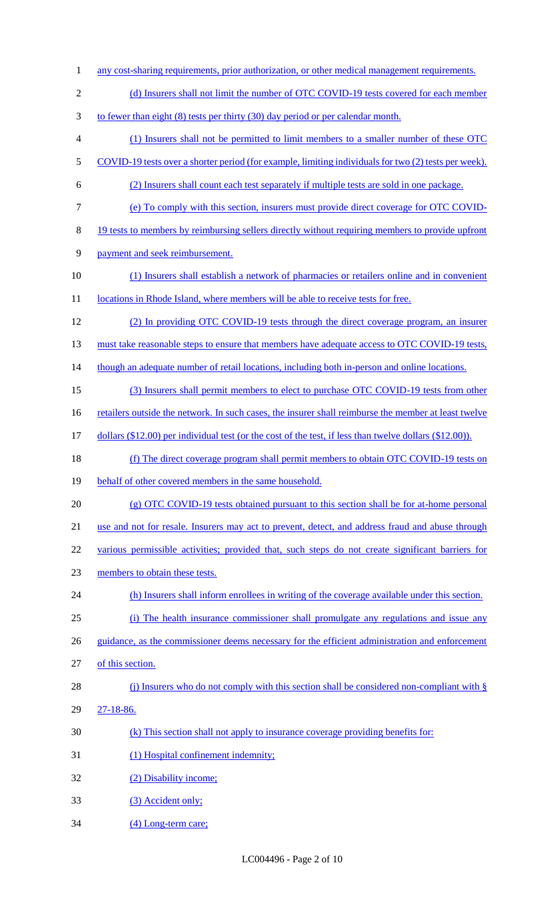any cost-sharing requirements, prior authorization, or other medical management requirements.

(d) Insurers shall not limit the number of OTC COVID-19 tests covered for each member to fewer than eight (8) tests per thirty (30) day period or per calendar month.

(1) Insurers shall not be permitted to limit members to a smaller number of these OTC COVID-19 tests over a shorter period (for example, limiting individuals for two (2) tests per week).

(2) Insurers shall count each test separately if multiple tests are sold in one package.

(e) To comply with this section, insurers must provide direct coverage for OTC COVID-19 tests to members by reimbursing sellers directly without requiring members to provide upfront payment and seek reimbursement.

(1) Insurers shall establish a network of pharmacies or retailers online and in convenient locations in Rhode Island, where members will be able to receive tests for free.

(2) In providing OTC COVID-19 tests through the direct coverage program, an insurer must take reasonable steps to ensure that members have adequate access to OTC COVID-19 tests, though an adequate number of retail locations, including both in-person and online locations.

(3) Insurers shall permit members to elect to purchase OTC COVID-19 tests from other retailers outside the network. In such cases, the insurer shall reimburse the member at least twelve dollars ($12.00) per individual test (or the cost of the test, if less than twelve dollars ($12.00)).

(f) The direct coverage program shall permit members to obtain OTC COVID-19 tests on behalf of other covered members in the same household.

(g) OTC COVID-19 tests obtained pursuant to this section shall be for at-home personal use and not for resale. Insurers may act to prevent, detect, and address fraud and abuse through various permissible activities; provided that, such steps do not create significant barriers for members to obtain these tests.

(h) Insurers shall inform enrollees in writing of the coverage available under this section.

(i) The health insurance commissioner shall promulgate any regulations and issue any guidance, as the commissioner deems necessary for the efficient administration and enforcement of this section.

(j) Insurers who do not comply with this section shall be considered non-compliant with § 27-18-86.

(k) This section shall not apply to insurance coverage providing benefits for:

(1) Hospital confinement indemnity;

(2) Disability income;

(3) Accident only;

(4) Long-term care;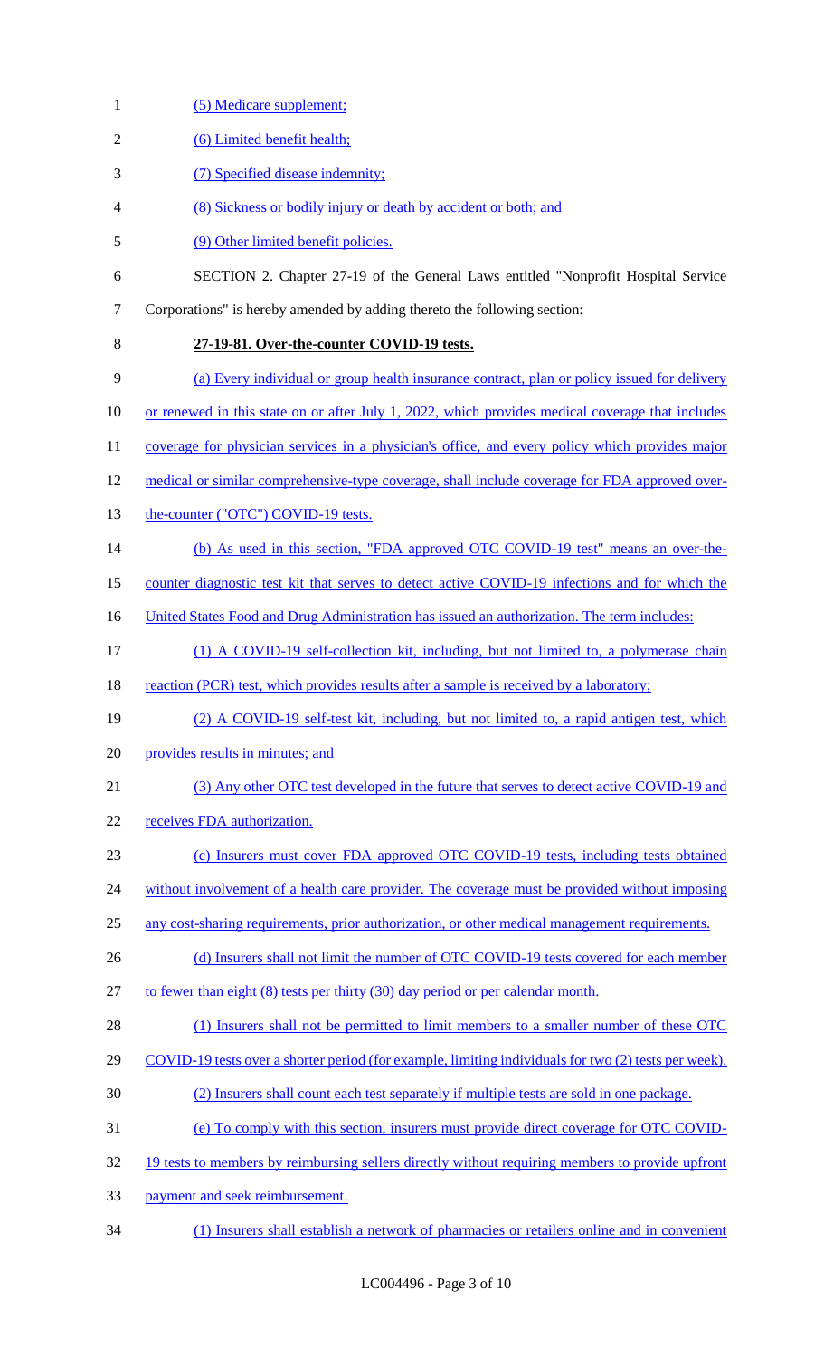(5) Medicare supplement;

(6) Limited benefit health;

(7) Specified disease indemnity;

(8) Sickness or bodily injury or death by accident or both; and

(9) Other limited benefit policies.

SECTION 2. Chapter 27-19 of the General Laws entitled "Nonprofit Hospital Service Corporations" is hereby amended by adding thereto the following section:

**27-19-81. Over-the-counter COVID-19 tests.**

(a) Every individual or group health insurance contract, plan or policy issued for delivery or renewed in this state on or after July 1, 2022, which provides medical coverage that includes coverage for physician services in a physician's office, and every policy which provides major medical or similar comprehensive-type coverage, shall include coverage for FDA approved over-the-counter ("OTC") COVID-19 tests.

(b) As used in this section, "FDA approved OTC COVID-19 test" means an over-the-counter diagnostic test kit that serves to detect active COVID-19 infections and for which the United States Food and Drug Administration has issued an authorization. The term includes:

(1) A COVID-19 self-collection kit, including, but not limited to, a polymerase chain reaction (PCR) test, which provides results after a sample is received by a laboratory;

(2) A COVID-19 self-test kit, including, but not limited to, a rapid antigen test, which provides results in minutes; and

(3) Any other OTC test developed in the future that serves to detect active COVID-19 and receives FDA authorization.

(c) Insurers must cover FDA approved OTC COVID-19 tests, including tests obtained without involvement of a health care provider. The coverage must be provided without imposing any cost-sharing requirements, prior authorization, or other medical management requirements.

(d) Insurers shall not limit the number of OTC COVID-19 tests covered for each member to fewer than eight (8) tests per thirty (30) day period or per calendar month.

(1) Insurers shall not be permitted to limit members to a smaller number of these OTC COVID-19 tests over a shorter period (for example, limiting individuals for two (2) tests per week).

(2) Insurers shall count each test separately if multiple tests are sold in one package.

(e) To comply with this section, insurers must provide direct coverage for OTC COVID-19 tests to members by reimbursing sellers directly without requiring members to provide upfront payment and seek reimbursement.

(1) Insurers shall establish a network of pharmacies or retailers online and in convenient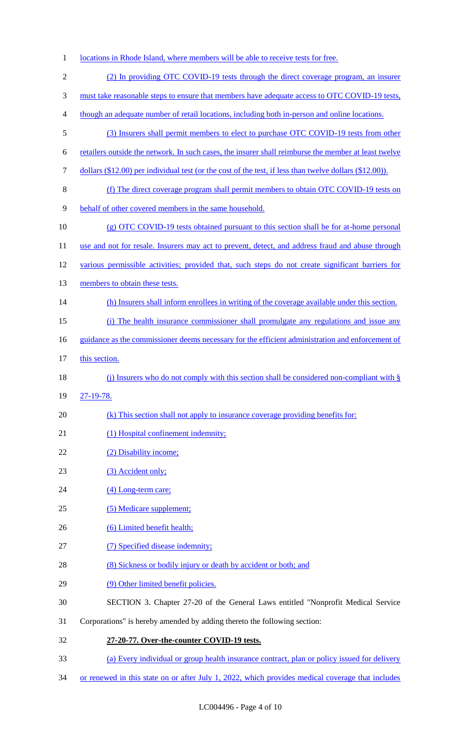locations in Rhode Island, where members will be able to receive tests for free.

(2) In providing OTC COVID-19 tests through the direct coverage program, an insurer must take reasonable steps to ensure that members have adequate access to OTC COVID-19 tests, though an adequate number of retail locations, including both in-person and online locations.

(3) Insurers shall permit members to elect to purchase OTC COVID-19 tests from other retailers outside the network. In such cases, the insurer shall reimburse the member at least twelve dollars ($12.00) per individual test (or the cost of the test, if less than twelve dollars ($12.00)).

(f) The direct coverage program shall permit members to obtain OTC COVID-19 tests on behalf of other covered members in the same household.

(g) OTC COVID-19 tests obtained pursuant to this section shall be for at-home personal use and not for resale. Insurers may act to prevent, detect, and address fraud and abuse through various permissible activities; provided that, such steps do not create significant barriers for members to obtain these tests.

(h) Insurers shall inform enrollees in writing of the coverage available under this section.

(i) The health insurance commissioner shall promulgate any regulations and issue any guidance as the commissioner deems necessary for the efficient administration and enforcement of this section.

(j) Insurers who do not comply with this section shall be considered non-compliant with § 27-19-78.

(k) This section shall not apply to insurance coverage providing benefits for:

(1) Hospital confinement indemnity;

(2) Disability income;

(3) Accident only;

(4) Long-term care;

(5) Medicare supplement;

(6) Limited benefit health;

(7) Specified disease indemnity;

(8) Sickness or bodily injury or death by accident or both; and

(9) Other limited benefit policies.

SECTION 3. Chapter 27-20 of the General Laws entitled "Nonprofit Medical Service Corporations" is hereby amended by adding thereto the following section:

**27-20-77. Over-the-counter COVID-19 tests.**

(a) Every individual or group health insurance contract, plan or policy issued for delivery or renewed in this state on or after July 1, 2022, which provides medical coverage that includes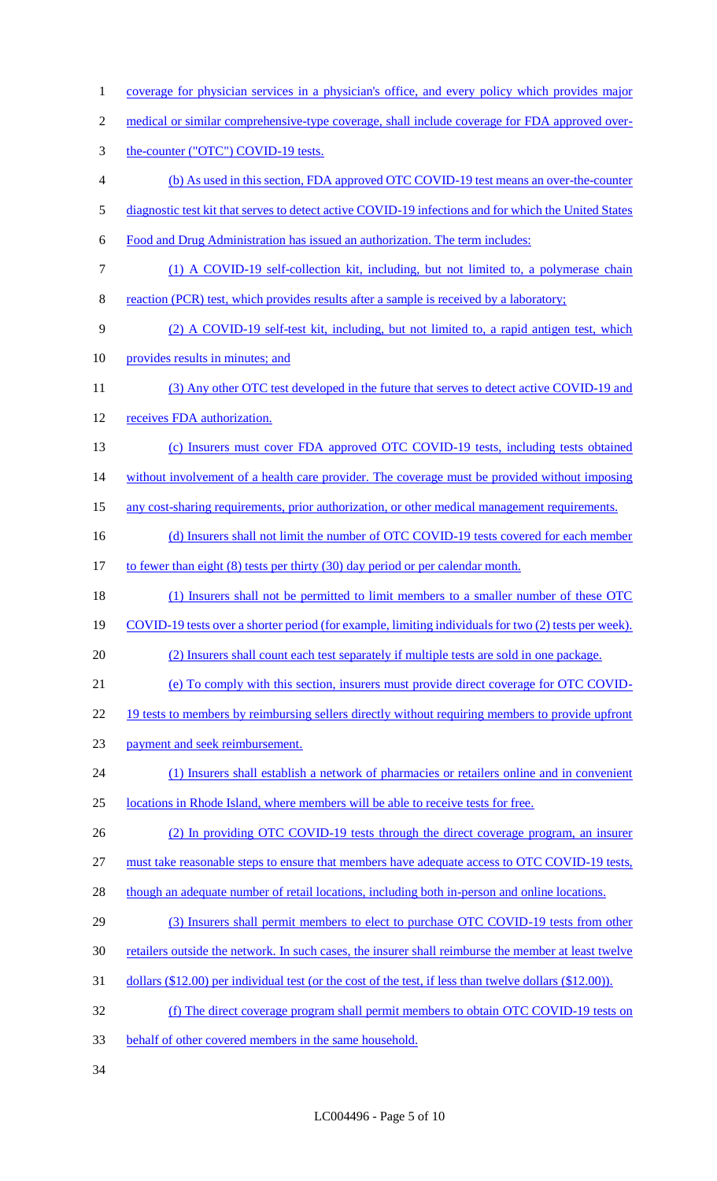coverage for physician services in a physician's office, and every policy which provides major medical or similar comprehensive-type coverage, shall include coverage for FDA approved over-the-counter ("OTC") COVID-19 tests.

(b) As used in this section, FDA approved OTC COVID-19 test means an over-the-counter diagnostic test kit that serves to detect active COVID-19 infections and for which the United States Food and Drug Administration has issued an authorization. The term includes:

(1) A COVID-19 self-collection kit, including, but not limited to, a polymerase chain reaction (PCR) test, which provides results after a sample is received by a laboratory;

(2) A COVID-19 self-test kit, including, but not limited to, a rapid antigen test, which provides results in minutes; and

(3) Any other OTC test developed in the future that serves to detect active COVID-19 and receives FDA authorization.

(c) Insurers must cover FDA approved OTC COVID-19 tests, including tests obtained without involvement of a health care provider. The coverage must be provided without imposing any cost-sharing requirements, prior authorization, or other medical management requirements.

(d) Insurers shall not limit the number of OTC COVID-19 tests covered for each member to fewer than eight (8) tests per thirty (30) day period or per calendar month.

(1) Insurers shall not be permitted to limit members to a smaller number of these OTC COVID-19 tests over a shorter period (for example, limiting individuals for two (2) tests per week).

(2) Insurers shall count each test separately if multiple tests are sold in one package.

(e) To comply with this section, insurers must provide direct coverage for OTC COVID-19 tests to members by reimbursing sellers directly without requiring members to provide upfront payment and seek reimbursement.

(1) Insurers shall establish a network of pharmacies or retailers online and in convenient locations in Rhode Island, where members will be able to receive tests for free.

(2) In providing OTC COVID-19 tests through the direct coverage program, an insurer must take reasonable steps to ensure that members have adequate access to OTC COVID-19 tests, though an adequate number of retail locations, including both in-person and online locations.

(3) Insurers shall permit members to elect to purchase OTC COVID-19 tests from other retailers outside the network. In such cases, the insurer shall reimburse the member at least twelve dollars ($12.00) per individual test (or the cost of the test, if less than twelve dollars ($12.00)).

(f) The direct coverage program shall permit members to obtain OTC COVID-19 tests on behalf of other covered members in the same household.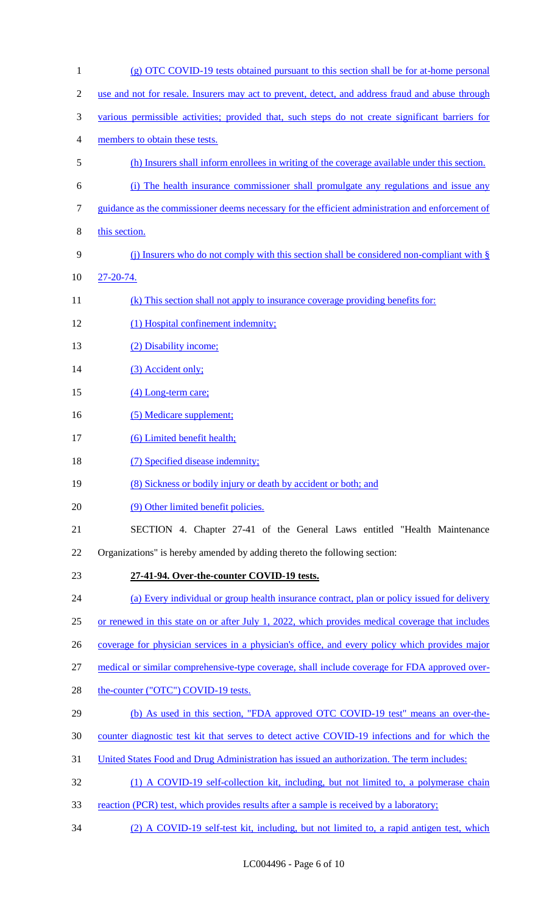(g) OTC COVID-19 tests obtained pursuant to this section shall be for at-home personal use and not for resale. Insurers may act to prevent, detect, and address fraud and abuse through various permissible activities; provided that, such steps do not create significant barriers for members to obtain these tests.

(h) Insurers shall inform enrollees in writing of the coverage available under this section.

(i) The health insurance commissioner shall promulgate any regulations and issue any guidance as the commissioner deems necessary for the efficient administration and enforcement of this section.

(j) Insurers who do not comply with this section shall be considered non-compliant with § 27-20-74.

(k) This section shall not apply to insurance coverage providing benefits for:

(1) Hospital confinement indemnity;

(2) Disability income;

(3) Accident only;

(4) Long-term care;

(5) Medicare supplement;

(6) Limited benefit health;

(7) Specified disease indemnity;

(8) Sickness or bodily injury or death by accident or both; and

(9) Other limited benefit policies.

SECTION 4. Chapter 27-41 of the General Laws entitled "Health Maintenance Organizations" is hereby amended by adding thereto the following section:

**27-41-94. Over-the-counter COVID-19 tests.**

(a) Every individual or group health insurance contract, plan or policy issued for delivery or renewed in this state on or after July 1, 2022, which provides medical coverage that includes coverage for physician services in a physician's office, and every policy which provides major medical or similar comprehensive-type coverage, shall include coverage for FDA approved over-the-counter ("OTC") COVID-19 tests.

(b) As used in this section, "FDA approved OTC COVID-19 test" means an over-the-counter diagnostic test kit that serves to detect active COVID-19 infections and for which the United States Food and Drug Administration has issued an authorization. The term includes:

(1) A COVID-19 self-collection kit, including, but not limited to, a polymerase chain reaction (PCR) test, which provides results after a sample is received by a laboratory;

(2) A COVID-19 self-test kit, including, but not limited to, a rapid antigen test, which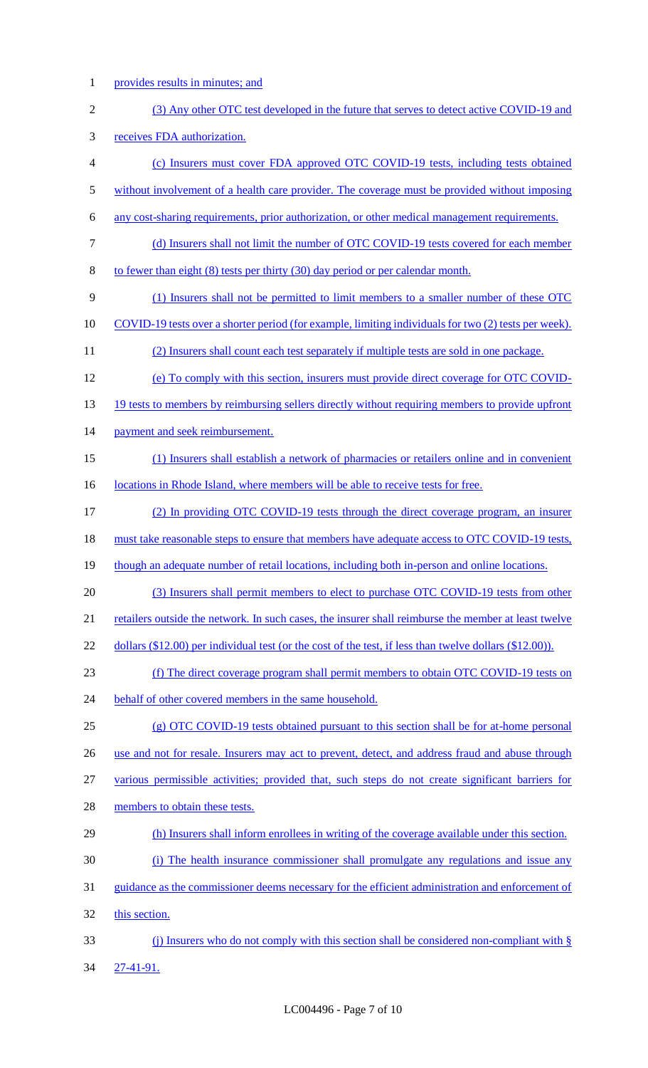provides results in minutes; and

(3) Any other OTC test developed in the future that serves to detect active COVID-19 and receives FDA authorization.

(c) Insurers must cover FDA approved OTC COVID-19 tests, including tests obtained without involvement of a health care provider. The coverage must be provided without imposing any cost-sharing requirements, prior authorization, or other medical management requirements.

(d) Insurers shall not limit the number of OTC COVID-19 tests covered for each member to fewer than eight (8) tests per thirty (30) day period or per calendar month.

(1) Insurers shall not be permitted to limit members to a smaller number of these OTC COVID-19 tests over a shorter period (for example, limiting individuals for two (2) tests per week).

(2) Insurers shall count each test separately if multiple tests are sold in one package.

(e) To comply with this section, insurers must provide direct coverage for OTC COVID-19 tests to members by reimbursing sellers directly without requiring members to provide upfront payment and seek reimbursement.

(1) Insurers shall establish a network of pharmacies or retailers online and in convenient locations in Rhode Island, where members will be able to receive tests for free.

(2) In providing OTC COVID-19 tests through the direct coverage program, an insurer must take reasonable steps to ensure that members have adequate access to OTC COVID-19 tests, though an adequate number of retail locations, including both in-person and online locations.

(3) Insurers shall permit members to elect to purchase OTC COVID-19 tests from other retailers outside the network. In such cases, the insurer shall reimburse the member at least twelve dollars ($12.00) per individual test (or the cost of the test, if less than twelve dollars ($12.00)).

(f) The direct coverage program shall permit members to obtain OTC COVID-19 tests on behalf of other covered members in the same household.

(g) OTC COVID-19 tests obtained pursuant to this section shall be for at-home personal use and not for resale. Insurers may act to prevent, detect, and address fraud and abuse through various permissible activities; provided that, such steps do not create significant barriers for members to obtain these tests.

(h) Insurers shall inform enrollees in writing of the coverage available under this section.

(i) The health insurance commissioner shall promulgate any regulations and issue any guidance as the commissioner deems necessary for the efficient administration and enforcement of this section.

(j) Insurers who do not comply with this section shall be considered non-compliant with § 27-41-91.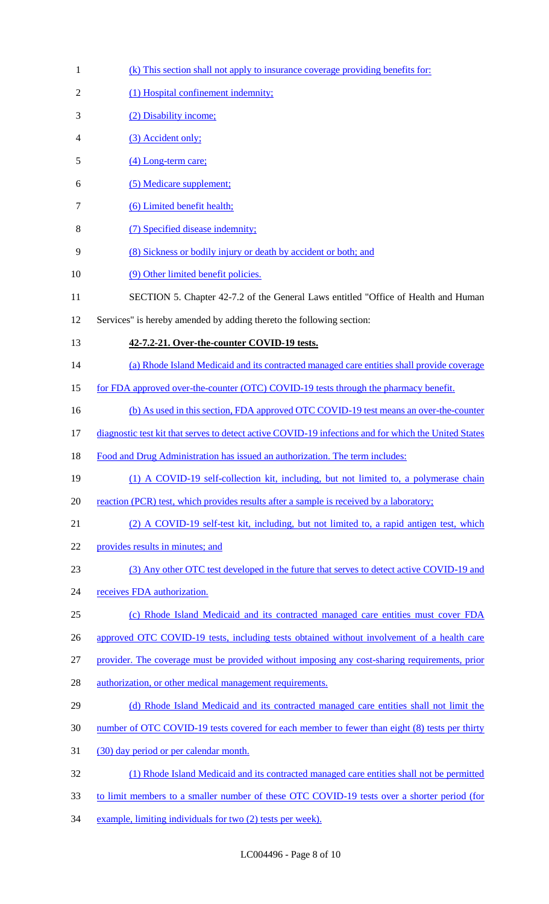(k) This section shall not apply to insurance coverage providing benefits for:

(1) Hospital confinement indemnity;

(2) Disability income;

(3) Accident only;

(4) Long-term care;

(5) Medicare supplement;

(6) Limited benefit health;

(7) Specified disease indemnity;

(8) Sickness or bodily injury or death by accident or both; and

(9) Other limited benefit policies.

SECTION 5. Chapter 42-7.2 of the General Laws entitled "Office of Health and Human Services" is hereby amended by adding thereto the following section:

**42-7.2-21. Over-the-counter COVID-19 tests.**

(a) Rhode Island Medicaid and its contracted managed care entities shall provide coverage for FDA approved over-the-counter (OTC) COVID-19 tests through the pharmacy benefit.

(b) As used in this section, FDA approved OTC COVID-19 test means an over-the-counter diagnostic test kit that serves to detect active COVID-19 infections and for which the United States Food and Drug Administration has issued an authorization. The term includes:

(1) A COVID-19 self-collection kit, including, but not limited to, a polymerase chain reaction (PCR) test, which provides results after a sample is received by a laboratory;

(2) A COVID-19 self-test kit, including, but not limited to, a rapid antigen test, which provides results in minutes; and

(3) Any other OTC test developed in the future that serves to detect active COVID-19 and receives FDA authorization.

(c) Rhode Island Medicaid and its contracted managed care entities must cover FDA approved OTC COVID-19 tests, including tests obtained without involvement of a health care provider. The coverage must be provided without imposing any cost-sharing requirements, prior authorization, or other medical management requirements.

(d) Rhode Island Medicaid and its contracted managed care entities shall not limit the number of OTC COVID-19 tests covered for each member to fewer than eight (8) tests per thirty (30) day period or per calendar month.

(1) Rhode Island Medicaid and its contracted managed care entities shall not be permitted to limit members to a smaller number of these OTC COVID-19 tests over a shorter period (for example, limiting individuals for two (2) tests per week).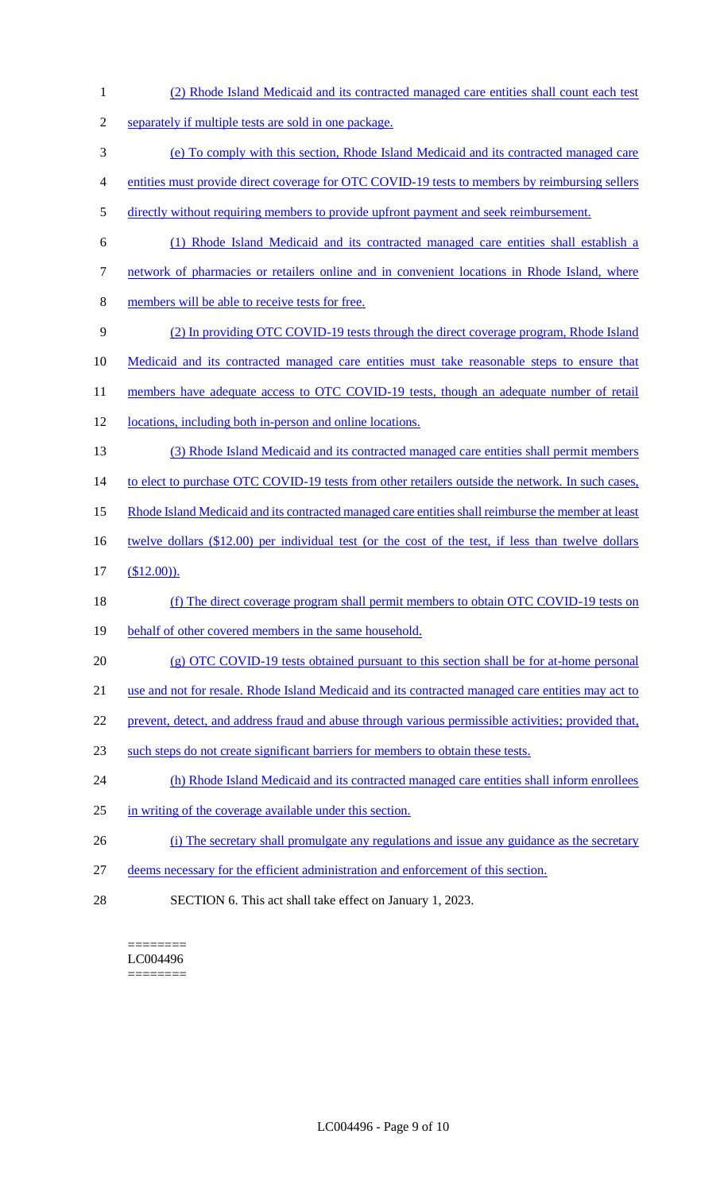(2) Rhode Island Medicaid and its contracted managed care entities shall count each test separately if multiple tests are sold in one package.

(e) To comply with this section, Rhode Island Medicaid and its contracted managed care entities must provide direct coverage for OTC COVID-19 tests to members by reimbursing sellers directly without requiring members to provide upfront payment and seek reimbursement.

(1) Rhode Island Medicaid and its contracted managed care entities shall establish a network of pharmacies or retailers online and in convenient locations in Rhode Island, where members will be able to receive tests for free.

(2) In providing OTC COVID-19 tests through the direct coverage program, Rhode Island Medicaid and its contracted managed care entities must take reasonable steps to ensure that members have adequate access to OTC COVID-19 tests, though an adequate number of retail locations, including both in-person and online locations.

(3) Rhode Island Medicaid and its contracted managed care entities shall permit members to elect to purchase OTC COVID-19 tests from other retailers outside the network. In such cases, Rhode Island Medicaid and its contracted managed care entities shall reimburse the member at least twelve dollars ($12.00) per individual test (or the cost of the test, if less than twelve dollars ($12.00)).

(f) The direct coverage program shall permit members to obtain OTC COVID-19 tests on behalf of other covered members in the same household.

(g) OTC COVID-19 tests obtained pursuant to this section shall be for at-home personal use and not for resale. Rhode Island Medicaid and its contracted managed care entities may act to prevent, detect, and address fraud and abuse through various permissible activities; provided that, such steps do not create significant barriers for members to obtain these tests.

(h) Rhode Island Medicaid and its contracted managed care entities shall inform enrollees in writing of the coverage available under this section.

(i) The secretary shall promulgate any regulations and issue any guidance as the secretary deems necessary for the efficient administration and enforcement of this section.

SECTION 6. This act shall take effect on January 1, 2023.

========
LC004496
========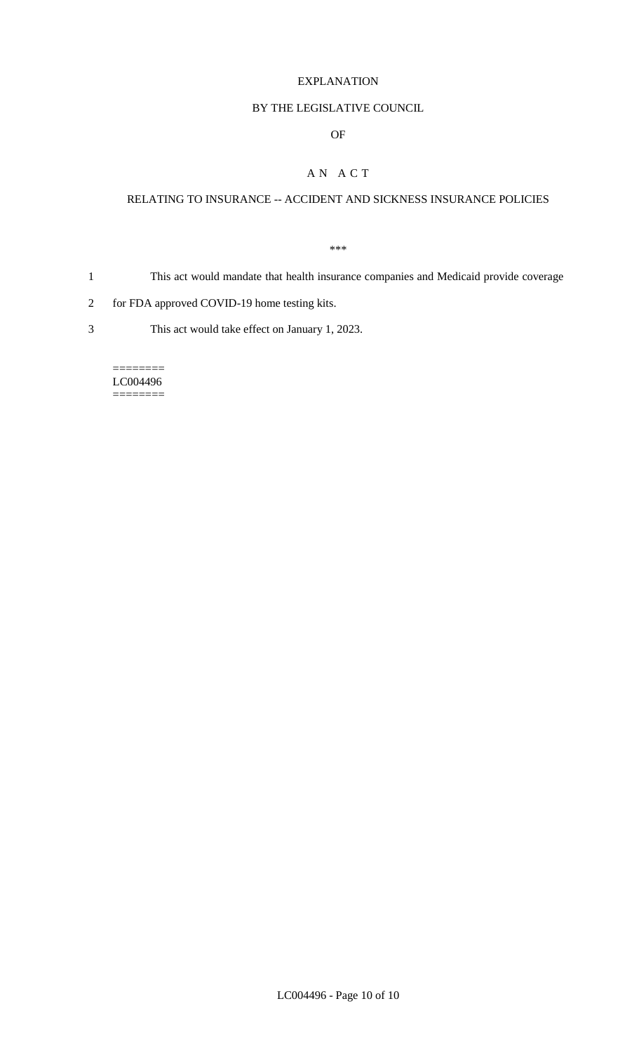EXPLANATION

BY THE LEGISLATIVE COUNCIL

OF

# A N A C T

RELATING TO INSURANCE -- ACCIDENT AND SICKNESS INSURANCE POLICIES

\*\*\*

1 This act would mandate that health insurance companies and Medicaid provide coverage
2 for FDA approved COVID-19 home testing kits.
3 This act would take effect on January 1, 2023.

========
LC004496
========